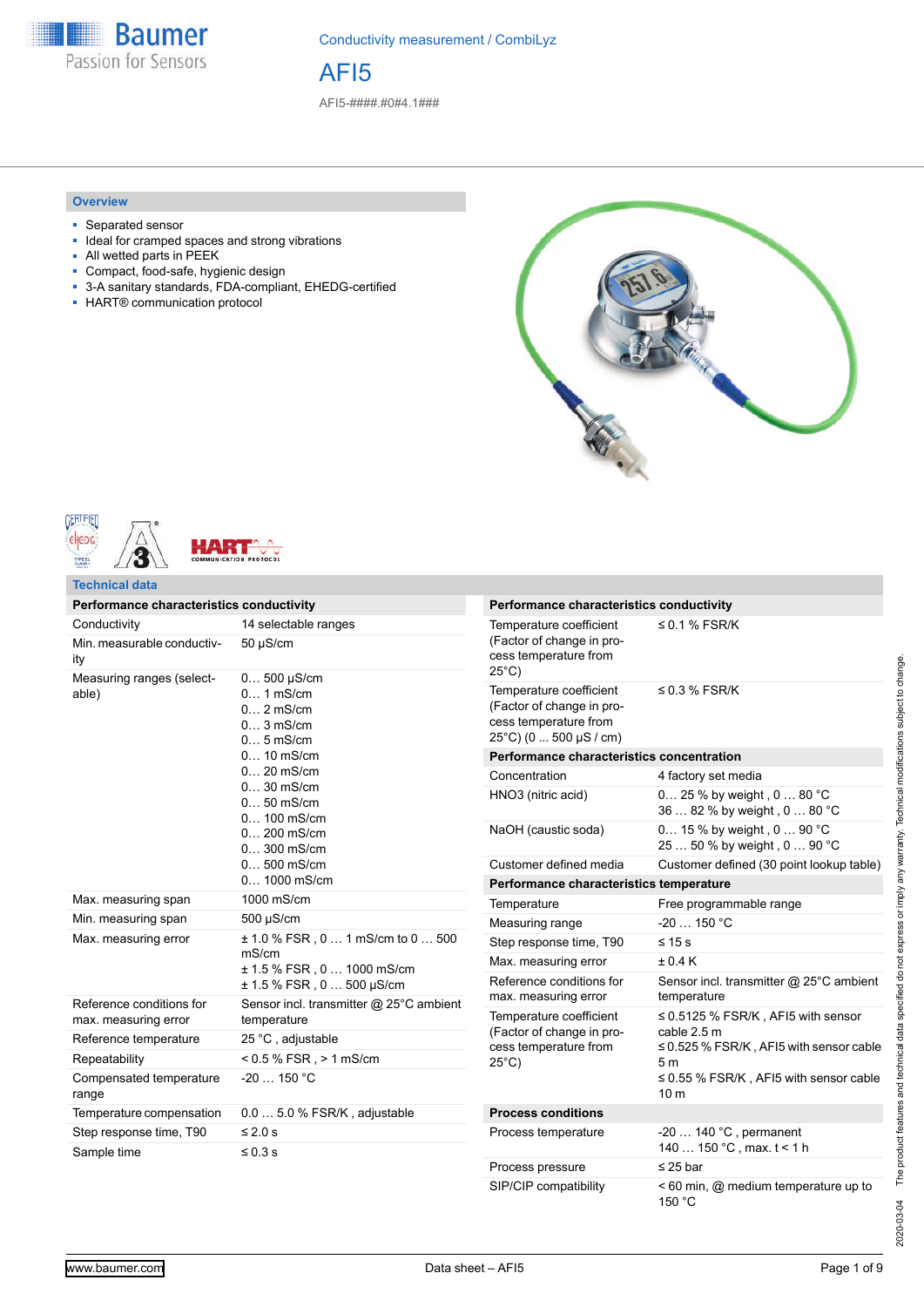Conductivity measurement / CombiLyz

# AFI5

AFI5-####.#0#4.1###

## Overview

- Separated sensor
- Ideal for cramped spaces and strong vibrations
- All wetted parts in PEEK
- Compact, food-safe, hygienic design
- 3-A sanitary standards, FDA-compliant, EHEDG-certified
- HART® communication protocol

## Technical data

| Performance characteristics conductivity | |
|---|---|
| Conductivity | 14 selectable ranges |
| Min. measurable conductivity | 50 µS/cm |
| Measuring ranges (selectable) | 0… 500 µS/cm<br>0… 1 mS/cm<br>0… 2 mS/cm<br>0… 3 mS/cm<br>0… 5 mS/cm<br>0… 10 mS/cm<br>0… 20 mS/cm<br>0… 30 mS/cm<br>0… 50 mS/cm<br>0… 100 mS/cm<br>0… 200 mS/cm<br>0… 300 mS/cm<br>0… 500 mS/cm<br>0… 1000 mS/cm |
| Max. measuring span | 1000 mS/cm |
| Min. measuring span | 500 µS/cm |
| Max. measuring error | ± 1.0 % FSR , 0 … 1 mS/cm to 0 … 500 mS/cm<br>± 1.5 % FSR , 0 … 1000 mS/cm<br>± 1.5 % FSR , 0 … 500 µS/cm |
| Reference conditions for max. measuring error | Sensor incl. transmitter @ 25°C ambient temperature |
| Reference temperature | 25 °C , adjustable |
| Repeatability | < 0.5 % FSR , > 1 mS/cm |
| Compensated temperature range | -20 … 150 °C |
| Temperature compensation | 0.0 … 5.0 % FSR/K , adjustable |
| Step response time, T90 | ≤ 2.0 s |
| Sample time | ≤ 0.3 s |

| Performance characteristics conductivity | |
|---|---|
| Temperature coefficient (Factor of change in process temperature from 25°C) | ≤ 0.1 % FSR/K |
| Temperature coefficient (Factor of change in process temperature from 25°C) (0 ... 500 µS / cm) | ≤ 0.3 % FSR/K |

| Performance characteristics concentration | |
|---|---|
| Concentration | 4 factory set media |
| HNO3 (nitric acid) | 0… 25 % by weight , 0 … 80 °C<br>36 … 82 % by weight , 0 … 80 °C |
| NaOH (caustic soda) | 0… 15 % by weight , 0 … 90 °C<br>25 … 50 % by weight , 0 … 90 °C |
| Customer defined media | Customer defined (30 point lookup table) |

| Performance characteristics temperature | |
|---|---|
| Temperature | Free programmable range |
| Measuring range | -20 … 150 °C |
| Step response time, T90 | ≤ 15 s |
| Max. measuring error | ± 0.4 K |
| Reference conditions for max. measuring error | Sensor incl. transmitter @ 25°C ambient temperature |
| Temperature coefficient (Factor of change in process temperature from 25°C) | ≤ 0.5125 % FSR/K , AFI5 with sensor cable 2.5 m<br>≤ 0.525 % FSR/K , AFI5 with sensor cable 5 m<br>≤ 0.55 % FSR/K , AFI5 with sensor cable 10 m |

| Process conditions | |
|---|---|
| Process temperature | -20 … 140 °C , permanent<br>140 … 150 °C , max. t < 1 h |
| Process pressure | ≤ 25 bar |
| SIP/CIP compatibility | < 60 min, @ medium temperature up to 150 °C |

The product features and technical data specified do not express or imply any warranty. Technical modifications subject to change.

2020-03-04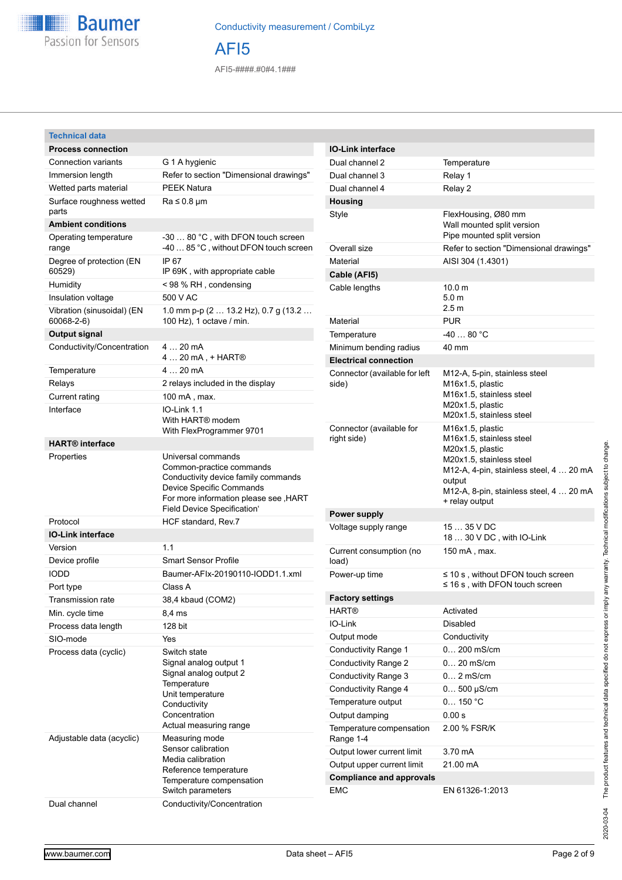Conductivity measurement / CombiLyz

# AFI5

AFI5-####.#0#4.1###

## Technical data

| | |
|---|---|
| **Process connection** | |
| Connection variants | G 1 A hygienic |
| Immersion length | Refer to section "Dimensional drawings" |
| Wetted parts material | PEEK Natura |
| Surface roughness wetted parts | Ra ≤ 0.8 µm |
| **Ambient conditions** | |
| Operating temperature range | -30 … 80 °C , with DFON touch screen<br>-40 … 85 °C , without DFON touch screen |
| Degree of protection (EN 60529) | IP 67<br>IP 69K , with appropriate cable |
| Humidity | < 98 % RH , condensing |
| Insulation voltage | 500 V AC |
| Vibration (sinusoidal) (EN 60068-2-6) | 1.0 mm p-p (2 … 13.2 Hz), 0.7 g (13.2 … 100 Hz), 1 octave / min. |
| **Output signal** | |
| Conductivity/Concentration | 4 … 20 mA<br>4 … 20 mA , + HART® |
| Temperature | 4 … 20 mA |
| Relays | 2 relays included in the display |
| Current rating | 100 mA , max. |
| Interface | IO-Link 1.1<br>With HART® modem<br>With FlexProgrammer 9701 |
| **HART® interface** | |
| Properties | Universal commands<br>Common-practice commands<br>Conductivity device family commands<br>Device Specific Commands<br>For more information please see ‚HART Field Device Specification' |
| Protocol | HCF standard, Rev.7 |
| **IO-Link interface** | |
| Version | 1.1 |
| Device profile | Smart Sensor Profile |
| IODD | Baumer-AFIx-20190110-IODD1.1.xml |
| Port type | Class A |
| Transmission rate | 38,4 kbaud (COM2) |
| Min. cycle time | 8,4 ms |
| Process data length | 128 bit |
| SIO-mode | Yes |
| Process data (cyclic) | Switch state<br>Signal analog output 1<br>Signal analog output 2<br>Temperature<br>Unit temperature<br>Conductivity<br>Concentration<br>Actual measuring range |
| Adjustable data (acyclic) | Measuring mode<br>Sensor calibration<br>Media calibration<br>Reference temperature<br>Temperature compensation<br>Switch parameters |
| Dual channel | Conductivity/Concentration |
| **IO-Link interface** | |
| Dual channel 2 | Temperature |
| Dual channel 3 | Relay 1 |
| Dual channel 4 | Relay 2 |
| **Housing** | |
| Style | FlexHousing, Ø80 mm<br>Wall mounted split version<br>Pipe mounted split version |
| Overall size | Refer to section "Dimensional drawings" |
| Material | AISI 304 (1.4301) |
| **Cable (AFI5)** | |
| Cable lengths | 10.0 m<br>5.0 m<br>2.5 m |
| Material | PUR |
| Temperature | -40 … 80 °C |
| Minimum bending radius | 40 mm |
| **Electrical connection** | |
| Connector (available for left side) | M12-A, 5-pin, stainless steel<br>M16x1.5, plastic<br>M16x1.5, stainless steel<br>M20x1.5, plastic<br>M20x1.5, stainless steel |
| Connector (available for right side) | M16x1.5, plastic<br>M16x1.5, stainless steel<br>M20x1.5, plastic<br>M20x1.5, stainless steel<br>M12-A, 4-pin, stainless steel, 4 … 20 mA output<br>M12-A, 8-pin, stainless steel, 4 … 20 mA + relay output |
| **Power supply** | |
| Voltage supply range | 15 … 35 V DC<br>18 … 30 V DC , with IO-Link |
| Current consumption (no load) | 150 mA , max. |
| Power-up time | ≤ 10 s , without DFON touch screen<br>≤ 16 s , with DFON touch screen |
| **Factory settings** | |
| HART® | Activated |
| IO-Link | Disabled |
| Output mode | Conductivity |
| Conductivity Range 1 | 0… 200 mS/cm |
| Conductivity Range 2 | 0… 20 mS/cm |
| Conductivity Range 3 | 0… 2 mS/cm |
| Conductivity Range 4 | 0… 500 µS/cm |
| Temperature output | 0… 150 °C |
| Output damping | 0.00 s |
| Temperature compensation Range 1-4 | 2.00 % FSR/K |
| Output lower current limit | 3.70 mA |
| Output upper current limit | 21.00 mA |
| **Compliance and approvals** | |
| EMC | EN 61326-1:2013 |

2020-03-04 The product features and technical data specified do not express or imply any warranty. Technical modifications subject to change.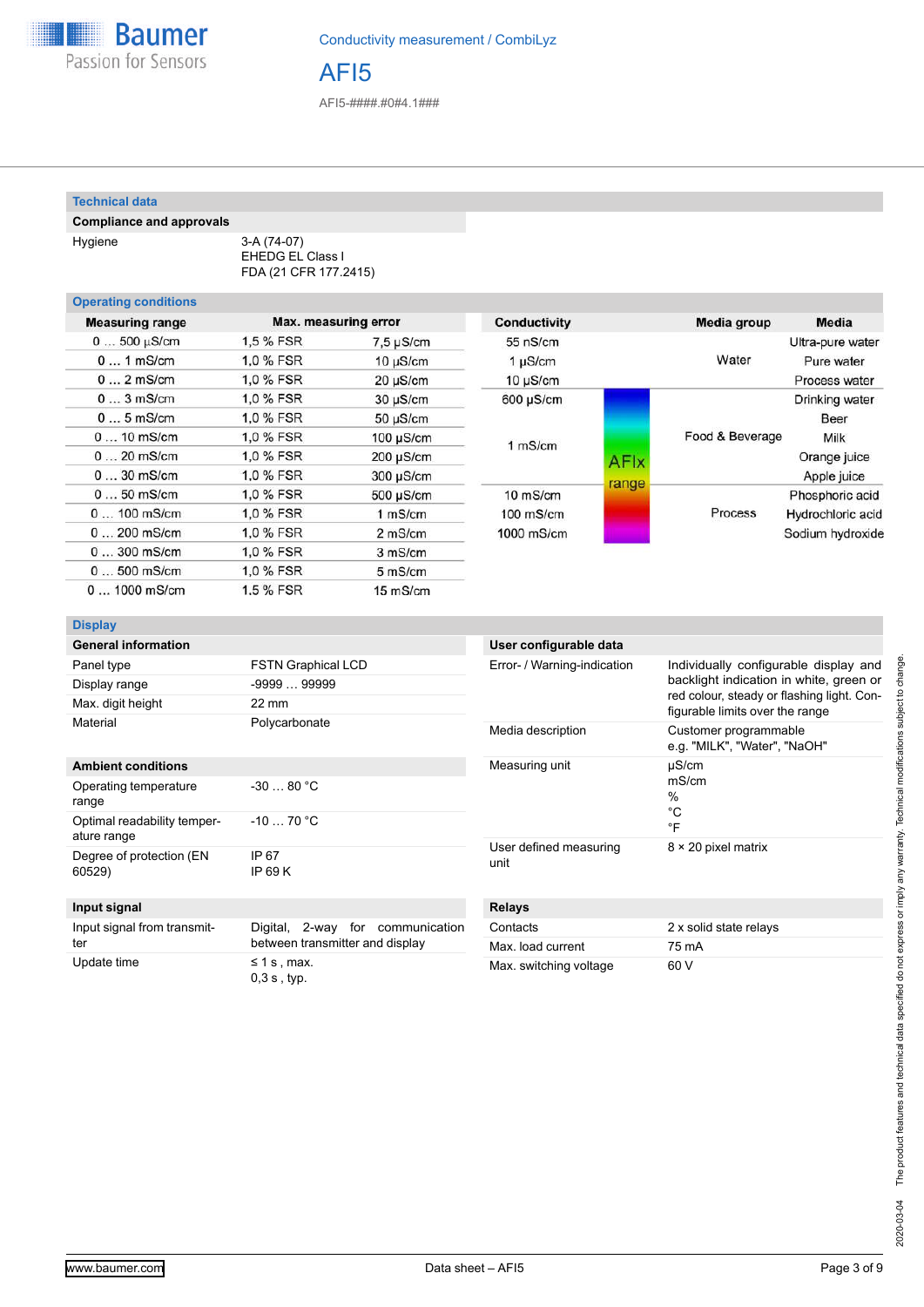## Technical data

### Compliance and approvals

| | |
|---|---|
| Hygiene | 3-A (74-07)<br>EHEDG EL Class I<br>FDA (21 CFR 177.2415) |

### Operating conditions

| Measuring range | Max. measuring error | |
|---|---|---|
| 0 … 500 µS/cm | 1,5 % FSR | 7,5 µS/cm |
| 0 … 1 mS/cm | 1,0 % FSR | 10 µS/cm |
| 0 … 2 mS/cm | 1,0 % FSR | 20 µS/cm |
| 0 … 3 mS/cm | 1,0 % FSR | 30 µS/cm |
| 0 … 5 mS/cm | 1,0 % FSR | 50 µS/cm |
| 0 … 10 mS/cm | 1,0 % FSR | 100 µS/cm |
| 0 … 20 mS/cm | 1,0 % FSR | 200 µS/cm |
| 0 … 30 mS/cm | 1,0 % FSR | 300 µS/cm |
| 0 … 50 mS/cm | 1,0 % FSR | 500 µS/cm |
| 0 … 100 mS/cm | 1,0 % FSR | 1 mS/cm |
| 0 … 200 mS/cm | 1,0 % FSR | 2 mS/cm |
| 0 … 300 mS/cm | 1,0 % FSR | 3 mS/cm |
| 0 … 500 mS/cm | 1,0 % FSR | 5 mS/cm |
| 0 … 1000 mS/cm | 1.5 % FSR | 15 mS/cm |

| Conductivity | Media group | Media |
|---|---|---|
| 55 nS/cm | Water | Ultra-pure water |
| 1 µS/cm | | Pure water |
| 10 µS/cm | | Process water |
| 600 µS/cm | Food & Beverage | Drinking water |
| | | Beer |
| 1 mS/cm | | Milk |
| | | Orange juice |
| | | Apple juice |
| 10 mS/cm | Process | Phosphoric acid |
| 100 mS/cm | | Hydrochloric acid |
| 1000 mS/cm | | Sodium hydroxide |

AFIx range

## Display

### General information

| | |
|---|---|
| Panel type | FSTN Graphical LCD |
| Display range | -9999 … 99999 |
| Max. digit height | 22 mm |
| Material | Polycarbonate |

### Ambient conditions

| | |
|---|---|
| Operating temperature range | -30 … 80 °C |
| Optimal readability temperature range | -10 … 70 °C |
| Degree of protection (EN 60529) | IP 67<br>IP 69 K |

### Input signal

| | |
|---|---|
| Input signal from transmitter | Digital, 2-way for communication between transmitter and display |
| Update time | ≤ 1 s , max.<br>0,3 s , typ. |

### User configurable data

| | |
|---|---|
| Error- / Warning-indication | Individually configurable display and backlight indication in white, green or red colour, steady or flashing light. Configurable limits over the range |
| Media description | Customer programmable<br>e.g. "MILK", "Water", "NaOH" |
| Measuring unit | µS/cm<br>mS/cm<br>%<br>°C<br>°F |
| User defined measuring unit | 8 × 20 pixel matrix |

### Relays

| | |
|---|---|
| Contacts | 2 x solid state relays |
| Max. load current | 75 mA |
| Max. switching voltage | 60 V |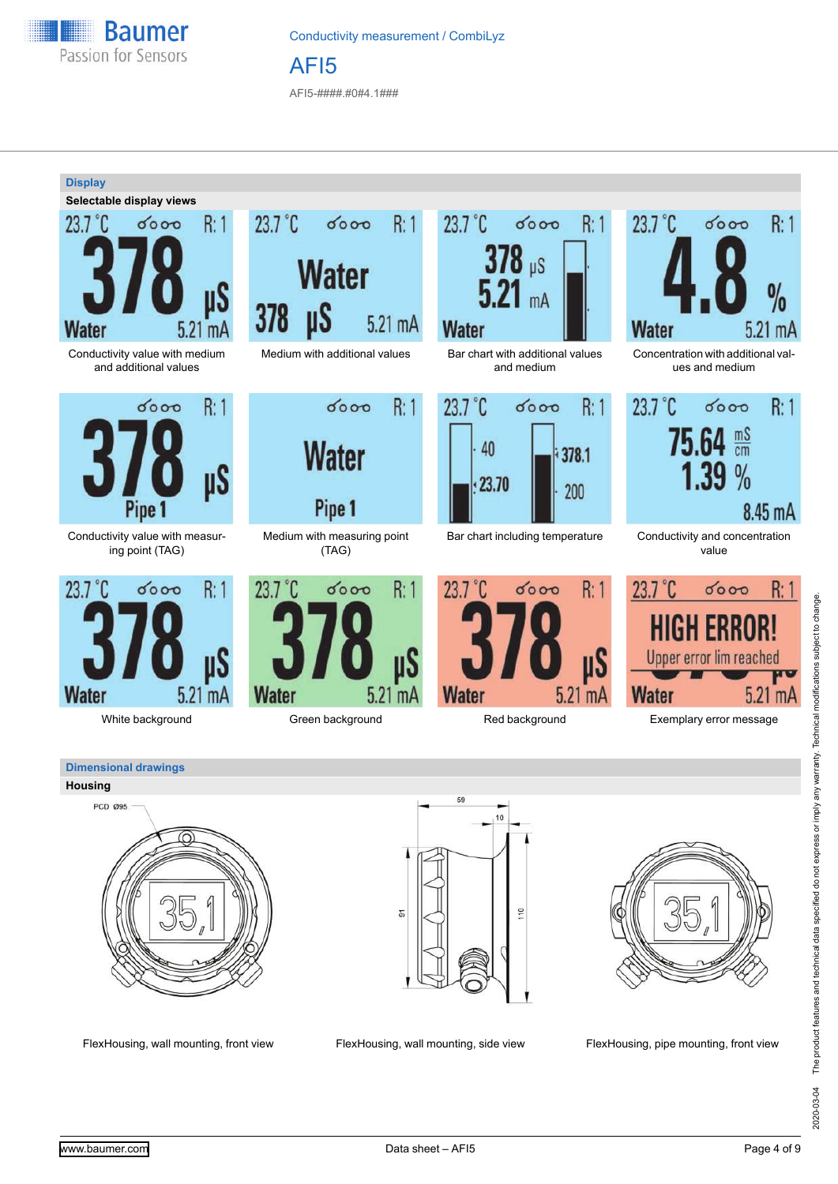## Display

### Selectable display views

Conductivity value with medium and additional values

Medium with additional values

Bar chart with additional values and medium

Concentration with additional values and medium

Conductivity value with measuring point (TAG)

Medium with measuring point (TAG)

Bar chart including temperature

Conductivity and concentration value

White background

Green background

Red background

Exemplary error message

## Dimensional drawings

### Housing

FlexHousing, wall mounting, front view

FlexHousing, wall mounting, side view

FlexHousing, pipe mounting, front view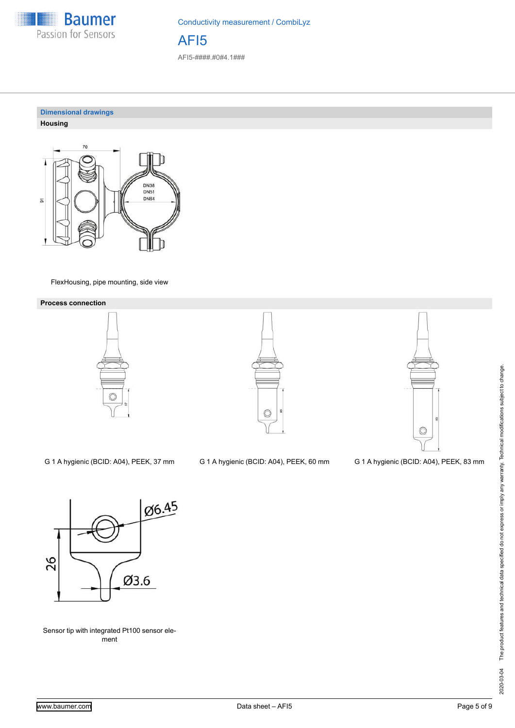## Dimensional drawings

### Housing

70

91

DN38
DN51
DN64

FlexHousing, pipe mounting, side view

### Process connection

37

G 1 A hygienic (BCID: A04), PEEK, 37 mm

60

G 1 A hygienic (BCID: A04), PEEK, 60 mm

83

G 1 A hygienic (BCID: A04), PEEK, 83 mm

Ø6.45

26

Ø3.6

Sensor tip with integrated Pt100 sensor element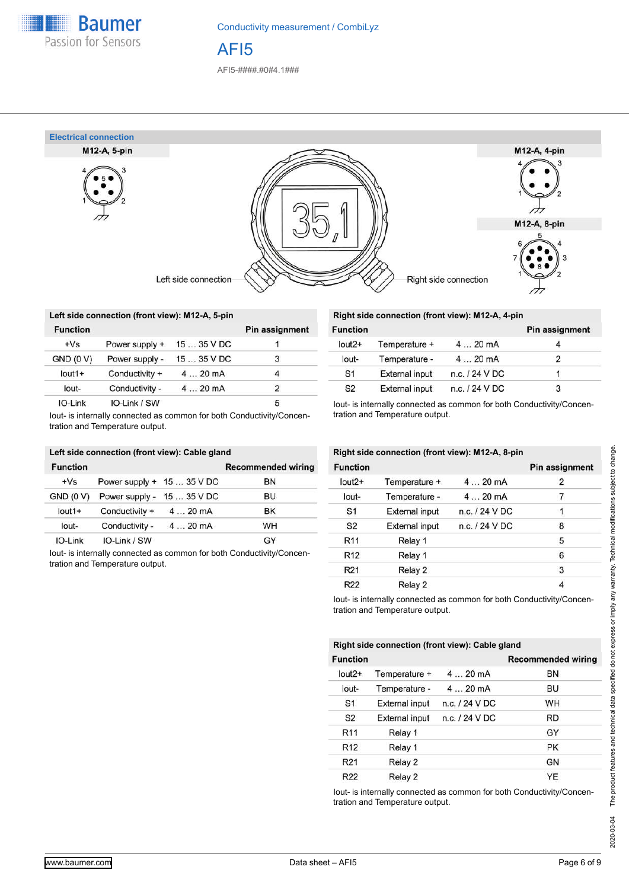## Electrical connection

M12-A, 5-pin

M12-A, 4-pin

M12-A, 8-pin

Left side connection

Right side connection

### Left side connection (front view): M12-A, 5-pin

| Function | | | Pin assignment |
|---|---|---|---|
| +Vs | Power supply + | 15 … 35 V DC | 1 |
| GND (0 V) | Power supply - | 15 … 35 V DC | 3 |
| Iout1+ | Conductivity + | 4 … 20 mA | 4 |
| Iout- | Conductivity - | 4 … 20 mA | 2 |
| IO-Link | IO-Link / SW | | 5 |

Iout- is internally connected as common for both Conductivity/Concentration and Temperature output.

### Right side connection (front view): M12-A, 4-pin

| Function | | | Pin assignment |
|---|---|---|---|
| Iout2+ | Temperature + | 4 … 20 mA | 4 |
| Iout- | Temperature - | 4 … 20 mA | 2 |
| S1 | External input | n.c. / 24 V DC | 1 |
| S2 | External input | n.c. / 24 V DC | 3 |

Iout- is internally connected as common for both Conductivity/Concentration and Temperature output.

### Left side connection (front view): Cable gland

| Function | | | Recommended wiring |
|---|---|---|---|
| +Vs | Power supply + | 15 … 35 V DC | BN |
| GND (0 V) | Power supply - | 15 … 35 V DC | BU |
| Iout1+ | Conductivity + | 4 … 20 mA | BK |
| Iout- | Conductivity - | 4 … 20 mA | WH |
| IO-Link | IO-Link / SW | | GY |

Iout- is internally connected as common for both Conductivity/Concentration and Temperature output.

### Right side connection (front view): M12-A, 8-pin

| Function | | | Pin assignment |
|---|---|---|---|
| Iout2+ | Temperature + | 4 … 20 mA | 2 |
| Iout- | Temperature - | 4 … 20 mA | 7 |
| S1 | External input | n.c. / 24 V DC | 1 |
| S2 | External input | n.c. / 24 V DC | 8 |
| R11 | Relay 1 | | 5 |
| R12 | Relay 1 | | 6 |
| R21 | Relay 2 | | 3 |
| R22 | Relay 2 | | 4 |

Iout- is internally connected as common for both Conductivity/Concentration and Temperature output.

### Right side connection (front view): Cable gland

| Function | | | Recommended wiring |
|---|---|---|---|
| Iout2+ | Temperature + | 4 … 20 mA | BN |
| Iout- | Temperature - | 4 … 20 mA | BU |
| S1 | External input | n.c. / 24 V DC | WH |
| S2 | External input | n.c. / 24 V DC | RD |
| R11 | Relay 1 | | GY |
| R12 | Relay 1 | | PK |
| R21 | Relay 2 | | GN |
| R22 | Relay 2 | | YE |

Iout- is internally connected as common for both Conductivity/Concentration and Temperature output.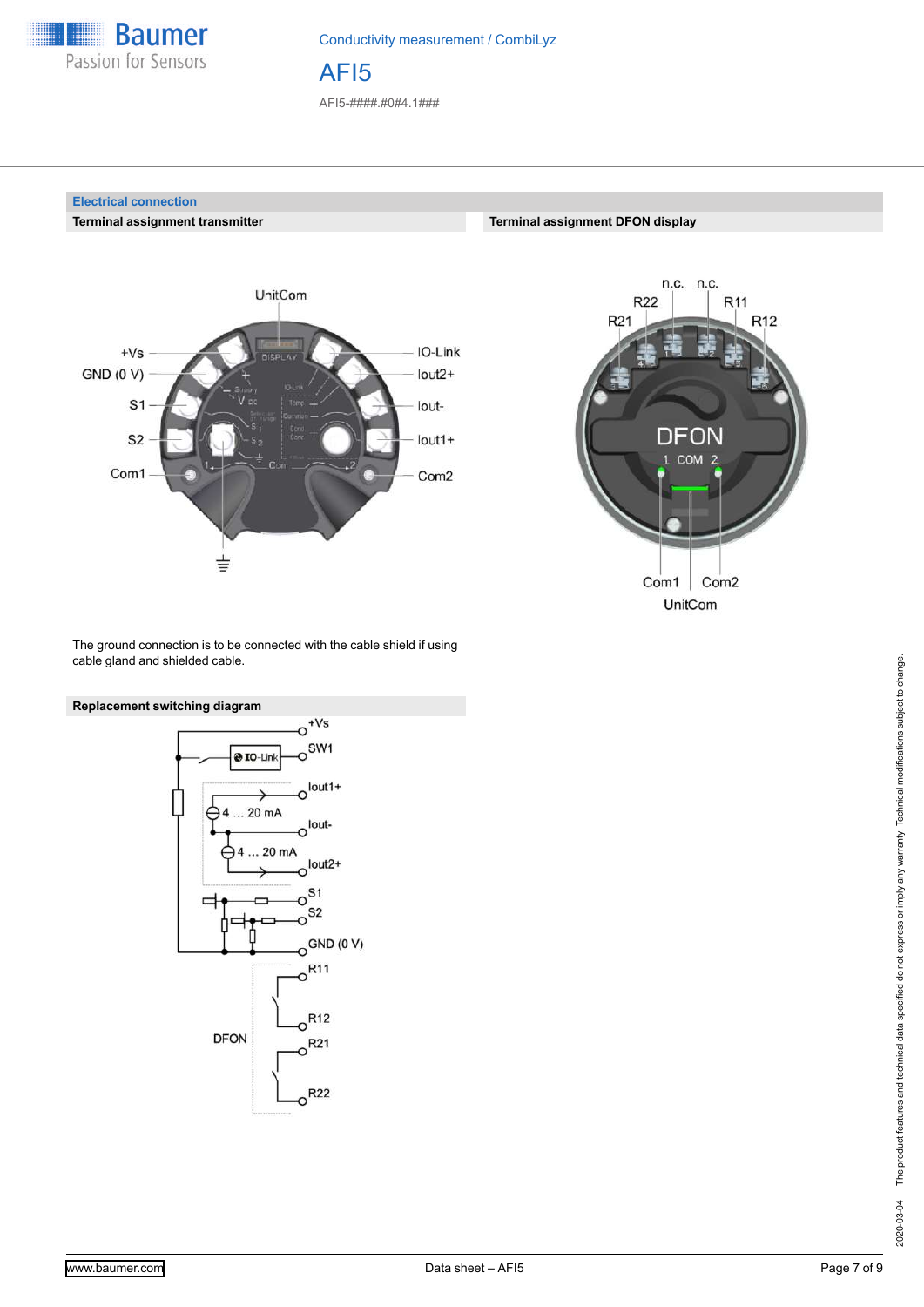## Electrical connection

### Terminal assignment transmitter

UnitCom

+Vs

GND (0 V)

S1

S2

Com1

IO-Link

Iout2+

Iout-

Iout1+

Com2

The ground connection is to be connected with the cable shield if using cable gland and shielded cable.

### Terminal assignment DFON display

n.c. n.c.

R22

R11

R21

R12

DFON

1 COM 2

Com1

Com2

UnitCom

### Replacement switching diagram

+Vs

SW1

IO-Link

Iout1+

4 ... 20 mA

Iout-

4 ... 20 mA

Iout2+

S1

S2

GND (0 V)

R11

R12

DFON

R21

R22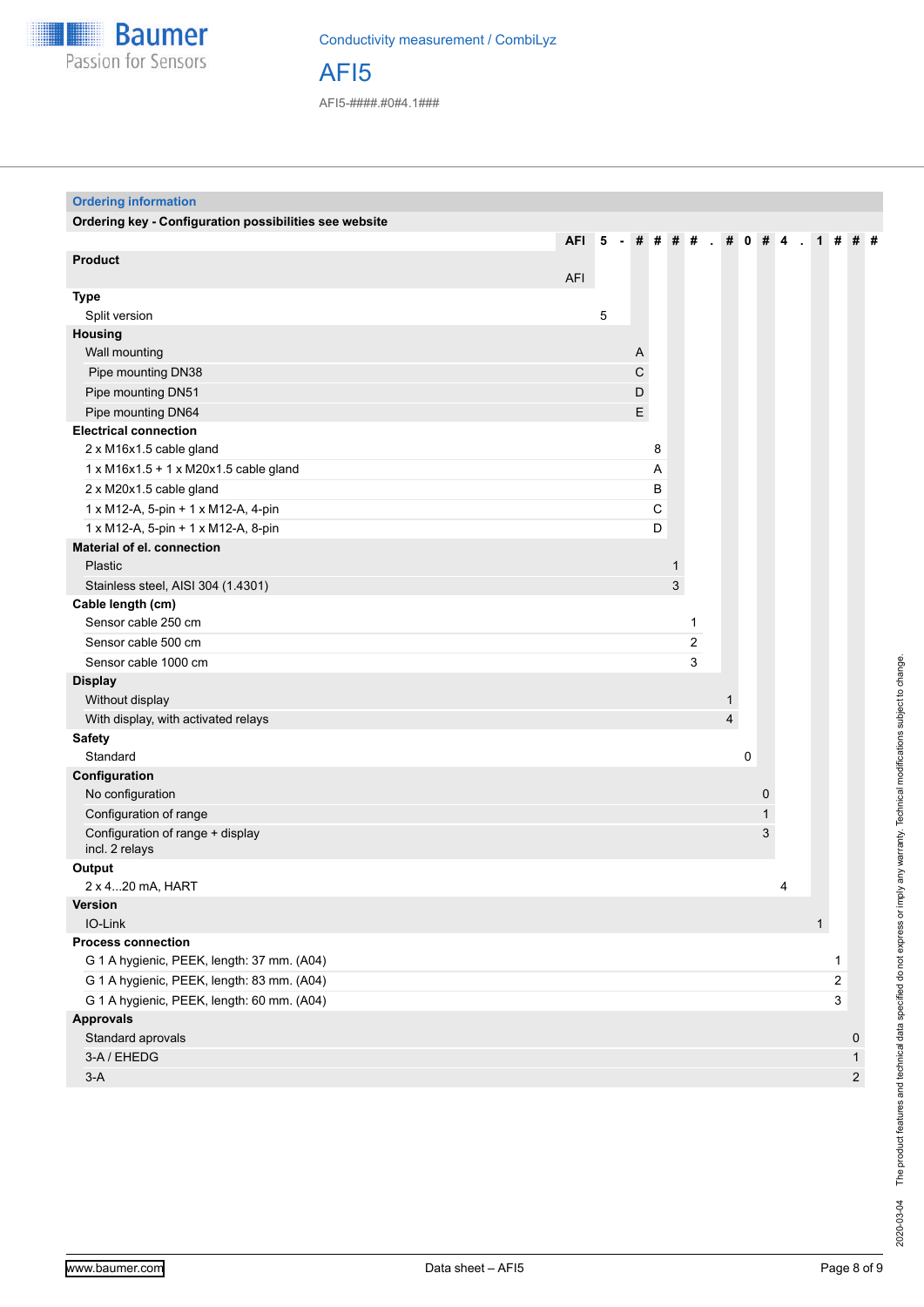Conductivity measurement / CombiLyz

# AFI5

AFI5-####.#0#4.1###

## Ordering information

**Ordering key - Configuration possibilities see website**

| | AFI | 5 | - | # | # | # | # | . | # | 0 | # | 4 | . | 1 | # | # | # |
|---|---|---|---|---|---|---|---|---|---|---|---|---|---|---|---|---|---|
| **Product** | | | | | | | | | | | | | | | | | |
| | AFI | | | | | | | | | | | | | | | | |
| **Type** | | | | | | | | | | | | | | | | | |
| Split version | | 5 | | | | | | | | | | | | | | | |
| **Housing** | | | | | | | | | | | | | | | | | |
| Wall mounting | | | | A | | | | | | | | | | | | | |
| Pipe mounting DN38 | | | | C | | | | | | | | | | | | | |
| Pipe mounting DN51 | | | | D | | | | | | | | | | | | | |
| Pipe mounting DN64 | | | | E | | | | | | | | | | | | | |
| **Electrical connection** | | | | | | | | | | | | | | | | | |
| 2 x M16x1.5 cable gland | | | | | 8 | | | | | | | | | | | | |
| 1 x M16x1.5 + 1 x M20x1.5 cable gland | | | | | A | | | | | | | | | | | | |
| 2 x M20x1.5 cable gland | | | | | B | | | | | | | | | | | | |
| 1 x M12-A, 5-pin + 1 x M12-A, 4-pin | | | | | C | | | | | | | | | | | | |
| 1 x M12-A, 5-pin + 1 x M12-A, 8-pin | | | | | D | | | | | | | | | | | | |
| **Material of el. connection** | | | | | | | | | | | | | | | | | |
| Plastic | | | | | | 1 | | | | | | | | | | | |
| Stainless steel, AISI 304 (1.4301) | | | | | | 3 | | | | | | | | | | | |
| **Cable length (cm)** | | | | | | | | | | | | | | | | | |
| Sensor cable 250 cm | | | | | | | 1 | | | | | | | | | | |
| Sensor cable 500 cm | | | | | | | 2 | | | | | | | | | | |
| Sensor cable 1000 cm | | | | | | | 3 | | | | | | | | | | |
| **Display** | | | | | | | | | | | | | | | | | |
| Without display | | | | | | | | | 1 | | | | | | | | |
| With display, with activated relays | | | | | | | | | 4 | | | | | | | | |
| **Safety** | | | | | | | | | | | | | | | | | |
| Standard | | | | | | | | | | 0 | | | | | | | |
| **Configuration** | | | | | | | | | | | | | | | | | |
| No configuration | | | | | | | | | | | 0 | | | | | | |
| Configuration of range | | | | | | | | | | | 1 | | | | | | |
| Configuration of range + display incl. 2 relays | | | | | | | | | | | 3 | | | | | | |
| **Output** | | | | | | | | | | | | | | | | | |
| 2 x 4...20 mA, HART | | | | | | | | | | | | 4 | | | | | |
| **Version** | | | | | | | | | | | | | | | | | |
| IO-Link | | | | | | | | | | | | | | 1 | | | |
| **Process connection** | | | | | | | | | | | | | | | | | |
| G 1 A hygienic, PEEK, length: 37 mm. (A04) | | | | | | | | | | | | | | | 1 | | |
| G 1 A hygienic, PEEK, length: 83 mm. (A04) | | | | | | | | | | | | | | | 2 | | |
| G 1 A hygienic, PEEK, length: 60 mm. (A04) | | | | | | | | | | | | | | | 3 | | |
| **Approvals** | | | | | | | | | | | | | | | | | |
| Standard aprovals | | | | | | | | | | | | | | | | 0 | |
| 3-A / EHEDG | | | | | | | | | | | | | | | | 1 | |
| 3-A | | | | | | | | | | | | | | | | 2 | |

The product features and technical data specified do not express or imply any warranty. Technical modifications subject to change. 2020-03-04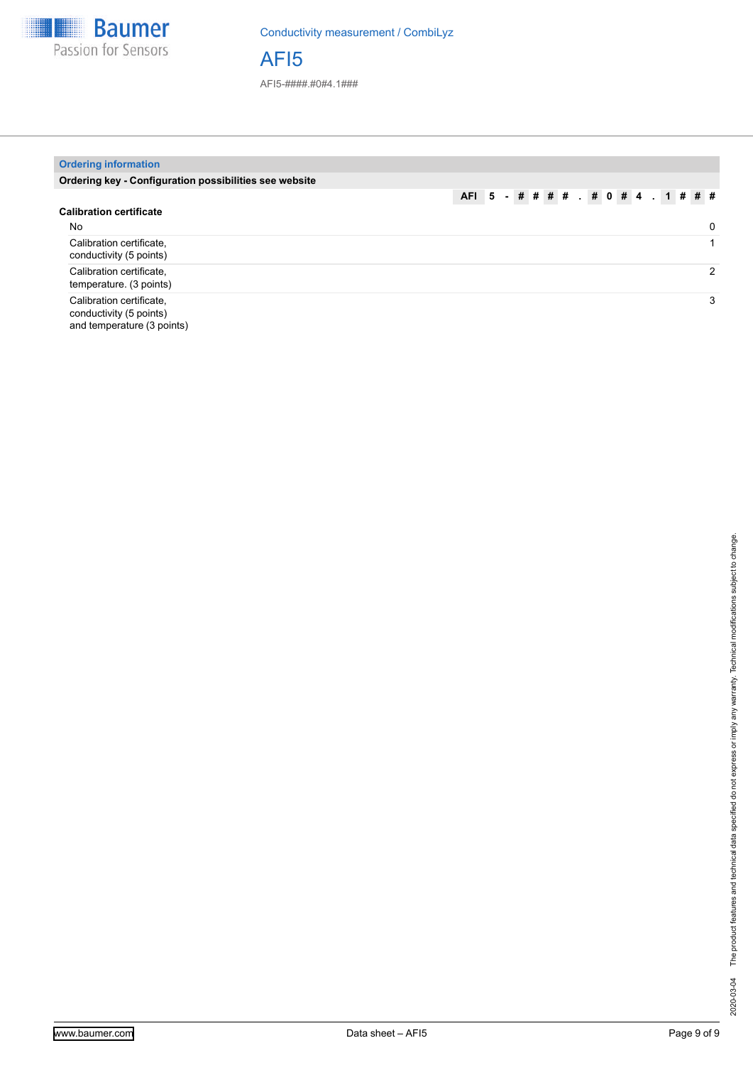## Ordering information

**Ordering key - Configuration possibilities see website**

AFI 5 - # # # # . # 0 # 4 . 1 # # #

**Calibration certificate**

| | |
|---|---|
| No | 0 |
| Calibration certificate, conductivity (5 points) | 1 |
| Calibration certificate, temperature. (3 points) | 2 |
| Calibration certificate, conductivity (5 points) and temperature (3 points) | 3 |

The product features and technical data specified do not express or imply any warranty. Technical modifications subject to change.

2020-03-04